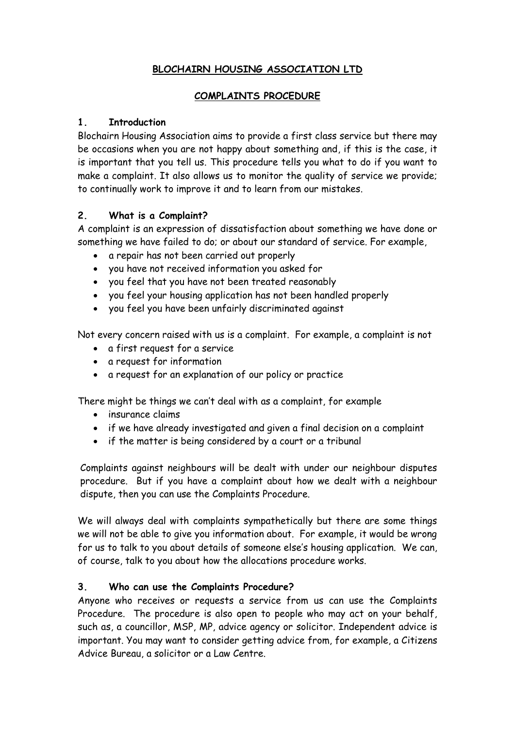# BLOCHAIRN HOUSING ASSOCIATION LTD

## COMPLAINTS PROCEDURE

### 1. Introduction

Blochairn Housing Association aims to provide a first class service but there may be occasions when you are not happy about something and, if this is the case, it is important that you tell us. This procedure tells you what to do if you want to make a complaint. It also allows us to monitor the quality of service we provide; to continually work to improve it and to learn from our mistakes.

### 2. What is a Complaint?

A complaint is an expression of dissatisfaction about something we have done or something we have failed to do; or about our standard of service. For example,

- a repair has not been carried out properly
- you have not received information you asked for
- you feel that you have not been treated reasonably
- you feel your housing application has not been handled properly
- you feel you have been unfairly discriminated against

Not every concern raised with us is a complaint. For example, a complaint is not

- a first request for a service
- a request for information
- a request for an explanation of our policy or practice

There might be things we can't deal with as a complaint, for example

- insurance claims
- if we have already investigated and given a final decision on a complaint
- if the matter is being considered by a court or a tribunal

Complaints against neighbours will be dealt with under our neighbour disputes procedure. But if you have a complaint about how we dealt with a neighbour dispute, then you can use the Complaints Procedure.

We will always deal with complaints sympathetically but there are some things we will not be able to give you information about. For example, it would be wrong for us to talk to you about details of someone else's housing application. We can, of course, talk to you about how the allocations procedure works.

### 3. Who can use the Complaints Procedure?

Anyone who receives or requests a service from us can use the Complaints Procedure. The procedure is also open to people who may act on your behalf, such as, a councillor, MSP, MP, advice agency or solicitor. Independent advice is important. You may want to consider getting advice from, for example, a Citizens Advice Bureau, a solicitor or a Law Centre.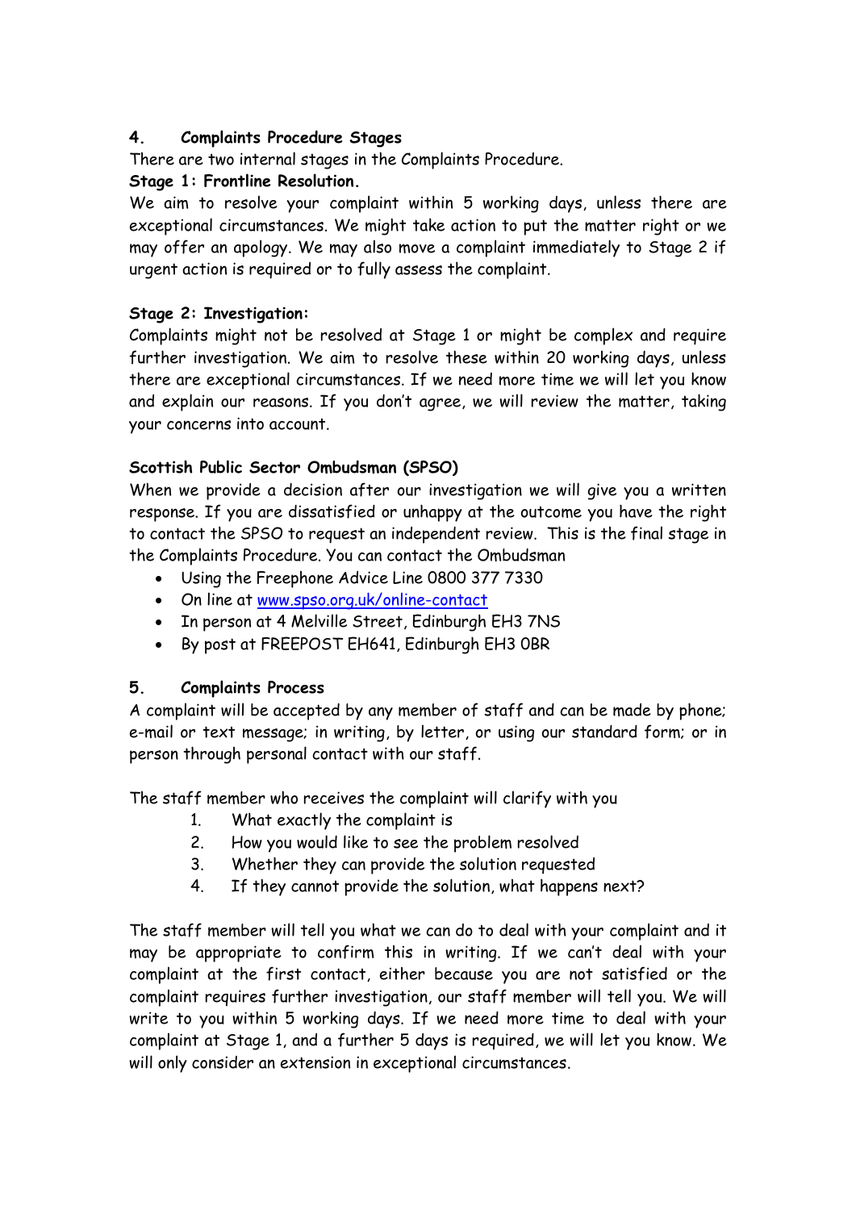## 4. Complaints Procedure Stages

There are two internal stages in the Complaints Procedure.

**Stage 1: Frontline Resolution.**

We aim to resolve your complaint within 5 working days, unless there are exceptional circumstances. We might take action to put the matter right or we may offer an apology. We may also move a complaint immediately to Stage 2 if urgent action is required or to fully assess the complaint.

**Stage 2: Investigation:**

Complaints might not be resolved at Stage 1 or might be complex and require further investigation. We aim to resolve these within 20 working days, unless there are exceptional circumstances. If we need more time we will let you know and explain our reasons. If you don't agree, we will review the matter, taking your concerns into account.

**Scottish Public Sector Ombudsman (SPSO)**

When we provide a decision after our investigation we will give you a written response. If you are dissatisfied or unhappy at the outcome you have the right to contact the SPSO to request an independent review. This is the final stage in the Complaints Procedure. You can contact the Ombudsman

- Using the Freephone Advice Line 0800 377 7330
- On line at www.spso.org.uk/online-contact
- In person at 4 Melville Street, Edinburgh EH3 7NS
- By post at FREEPOST EH641, Edinburgh EH3 0BR

## 5. Complaints Process

A complaint will be accepted by any member of staff and can be made by phone; e-mail or text message; in writing, by letter, or using our standard form; or in person through personal contact with our staff.

The staff member who receives the complaint will clarify with you

1. What exactly the complaint is
2. How you would like to see the problem resolved
3. Whether they can provide the solution requested
4. If they cannot provide the solution, what happens next?

The staff member will tell you what we can do to deal with your complaint and it may be appropriate to confirm this in writing. If we can't deal with your complaint at the first contact, either because you are not satisfied or the complaint requires further investigation, our staff member will tell you. We will write to you within 5 working days. If we need more time to deal with your complaint at Stage 1, and a further 5 days is required, we will let you know. We will only consider an extension in exceptional circumstances.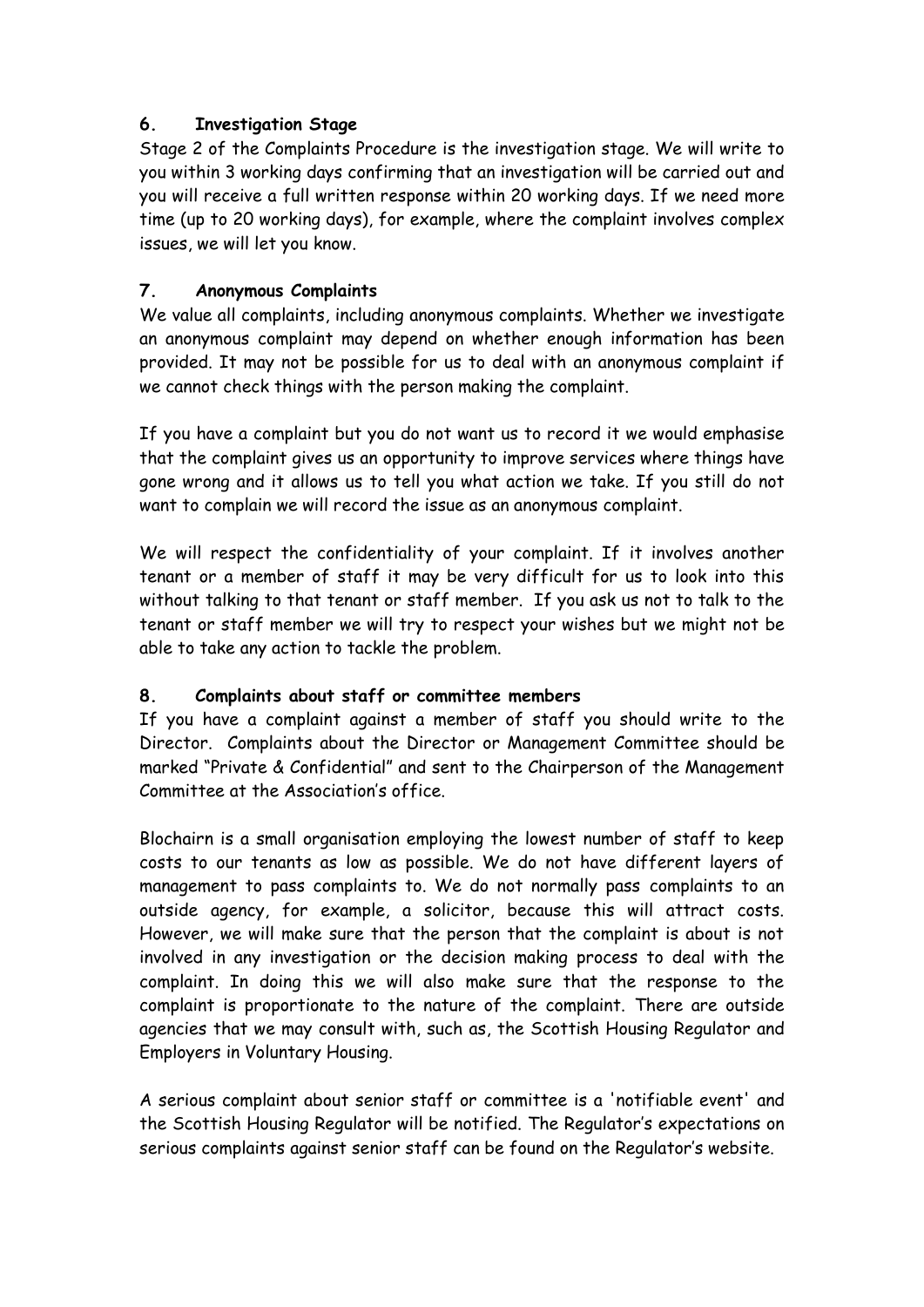## 6. Investigation Stage

Stage 2 of the Complaints Procedure is the investigation stage. We will write to you within 3 working days confirming that an investigation will be carried out and you will receive a full written response within 20 working days. If we need more time (up to 20 working days), for example, where the complaint involves complex issues, we will let you know.

## 7. Anonymous Complaints

We value all complaints, including anonymous complaints. Whether we investigate an anonymous complaint may depend on whether enough information has been provided. It may not be possible for us to deal with an anonymous complaint if we cannot check things with the person making the complaint.

If you have a complaint but you do not want us to record it we would emphasise that the complaint gives us an opportunity to improve services where things have gone wrong and it allows us to tell you what action we take. If you still do not want to complain we will record the issue as an anonymous complaint.

We will respect the confidentiality of your complaint. If it involves another tenant or a member of staff it may be very difficult for us to look into this without talking to that tenant or staff member. If you ask us not to talk to the tenant or staff member we will try to respect your wishes but we might not be able to take any action to tackle the problem.

## 8. *Complaints about staff or committee members*

If you have a complaint against a member of staff you should write to the Director. Complaints about the Director or Management Committee should be marked "Private & Confidential" and sent to the Chairperson of the Management Committee at the Association's office.

Blochairn is a small organisation employing the lowest number of staff to keep costs to our tenants as low as possible. We do not have different layers of management to pass complaints to. We do not normally pass complaints to an outside agency, for example, a solicitor, because this will attract costs. However, we will make sure that the person that the complaint is about is not involved in any investigation or the decision making process to deal with the complaint. In doing this we will also make sure that the response to the complaint is proportionate to the nature of the complaint. There are outside agencies that we may consult with, such as, the Scottish Housing Regulator and Employers in Voluntary Housing.

A serious complaint about senior staff or committee is a 'notifiable event' and the Scottish Housing Regulator will be notified. The Regulator's expectations on serious complaints against senior staff can be found on the Regulator's website.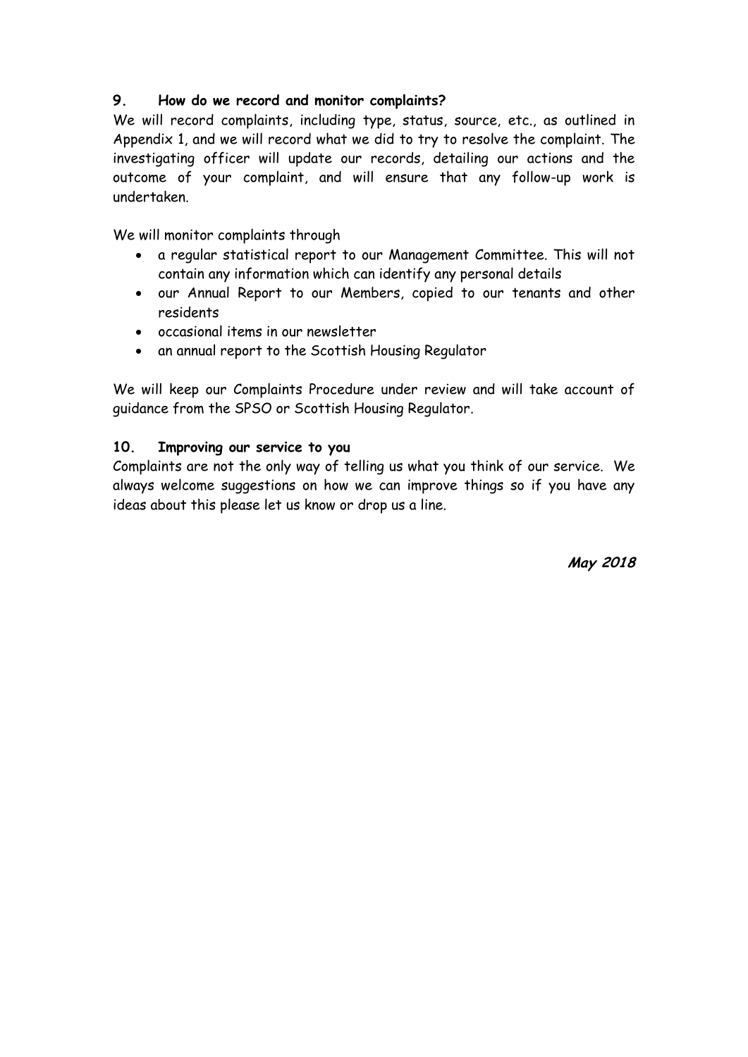## 9. How do we record and monitor complaints?

We will record complaints, including type, status, source, etc., as outlined in Appendix 1, and we will record what we did to try to resolve the complaint. The investigating officer will update our records, detailing our actions and the outcome of your complaint, and will ensure that any follow-up work is undertaken.

We will monitor complaints through

- a regular statistical report to our Management Committee. This will not contain any information which can identify any personal details
- our Annual Report to our Members, copied to our tenants and other residents
- occasional items in our newsletter
- an annual report to the Scottish Housing Regulator

We will keep our Complaints Procedure under review and will take account of guidance from the SPSO or Scottish Housing Regulator.

## 10. Improving our service to you

Complaints are not the only way of telling us what you think of our service. We always welcome suggestions on how we can improve things so if you have any ideas about this please let us know or drop us a line.

***May 2018***